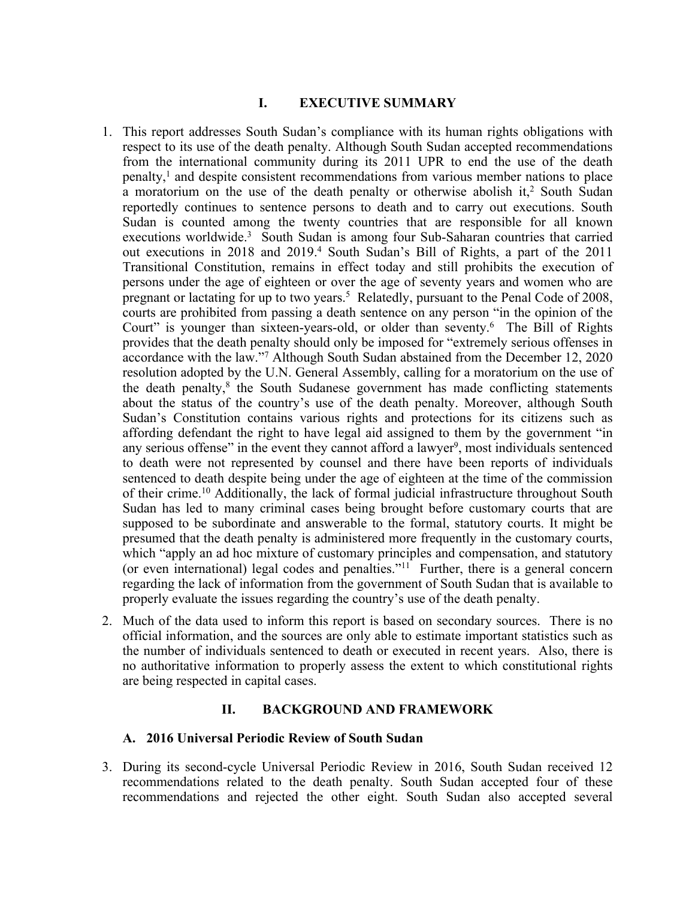# I. EXECUTIVE SUMMARY

1. This report addresses South Sudan's compliance with its human rights obligations with respect to its use of the death penalty. Although South Sudan accepted recommendations from the international community during its 2011 UPR to end the use of the death penalty,[1] and despite consistent recommendations from various member nations to place a moratorium on the use of the death penalty or otherwise abolish it,[2] South Sudan reportedly continues to sentence persons to death and to carry out executions. South Sudan is counted among the twenty countries that are responsible for all known executions worldwide.[3] South Sudan is among four Sub-Saharan countries that carried out executions in 2018 and 2019.[4] South Sudan's Bill of Rights, a part of the 2011 Transitional Constitution, remains in effect today and still prohibits the execution of persons under the age of eighteen or over the age of seventy years and women who are pregnant or lactating for up to two years.[5] Relatedly, pursuant to the Penal Code of 2008, courts are prohibited from passing a death sentence on any person "in the opinion of the Court" is younger than sixteen-years-old, or older than seventy.[6] The Bill of Rights provides that the death penalty should only be imposed for "extremely serious offenses in accordance with the law."[7] Although South Sudan abstained from the December 12, 2020 resolution adopted by the U.N. General Assembly, calling for a moratorium on the use of the death penalty,[8] the South Sudanese government has made conflicting statements about the status of the country's use of the death penalty. Moreover, although South Sudan's Constitution contains various rights and protections for its citizens such as affording defendant the right to have legal aid assigned to them by the government "in any serious offense" in the event they cannot afford a lawyer[9], most individuals sentenced to death were not represented by counsel and there have been reports of individuals sentenced to death despite being under the age of eighteen at the time of the commission of their crime.[10] Additionally, the lack of formal judicial infrastructure throughout South Sudan has led to many criminal cases being brought before customary courts that are supposed to be subordinate and answerable to the formal, statutory courts. It might be presumed that the death penalty is administered more frequently in the customary courts, which "apply an ad hoc mixture of customary principles and compensation, and statutory (or even international) legal codes and penalties."[11] Further, there is a general concern regarding the lack of information from the government of South Sudan that is available to properly evaluate the issues regarding the country's use of the death penalty.

2. Much of the data used to inform this report is based on secondary sources. There is no official information, and the sources are only able to estimate important statistics such as the number of individuals sentenced to death or executed in recent years. Also, there is no authoritative information to properly assess the extent to which constitutional rights are being respected in capital cases.

# II. BACKGROUND AND FRAMEWORK

## A. 2016 Universal Periodic Review of South Sudan

3. During its second-cycle Universal Periodic Review in 2016, South Sudan received 12 recommendations related to the death penalty. South Sudan accepted four of these recommendations and rejected the other eight. South Sudan also accepted several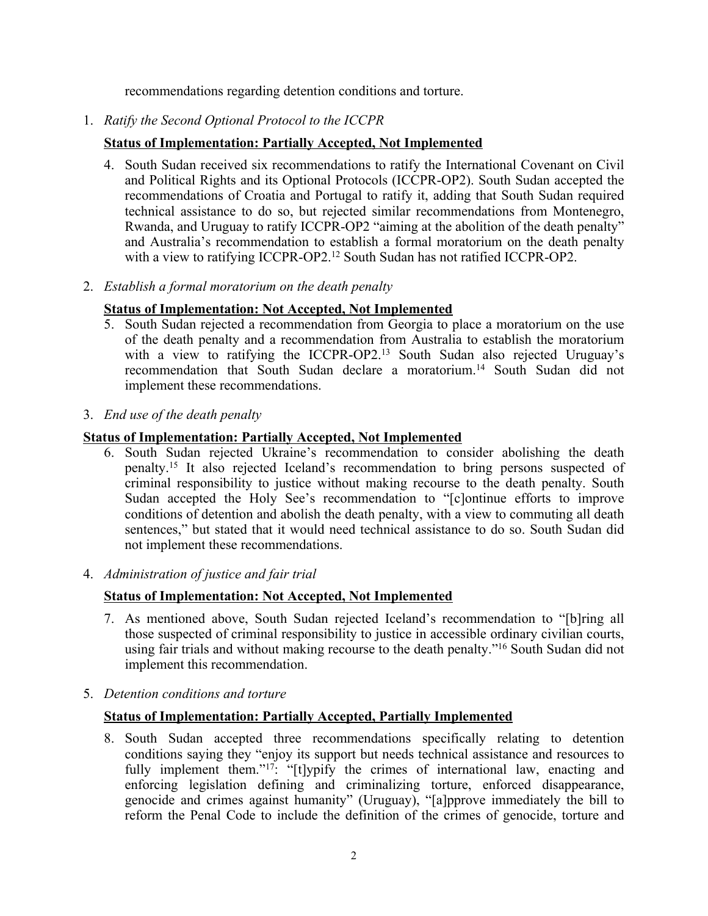recommendations regarding detention conditions and torture.

1. *Ratify the Second Optional Protocol to the ICCPR*

**Status of Implementation: Partially Accepted, Not Implemented**

4. South Sudan received six recommendations to ratify the International Covenant on Civil and Political Rights and its Optional Protocols (ICCPR-OP2). South Sudan accepted the recommendations of Croatia and Portugal to ratify it, adding that South Sudan required technical assistance to do so, but rejected similar recommendations from Montenegro, Rwanda, and Uruguay to ratify ICCPR-OP2 "aiming at the abolition of the death penalty" and Australia's recommendation to establish a formal moratorium on the death penalty with a view to ratifying ICCPR-OP2.[12] South Sudan has not ratified ICCPR-OP2.

2. *Establish a formal moratorium on the death penalty*

**Status of Implementation: Not Accepted, Not Implemented**

5. South Sudan rejected a recommendation from Georgia to place a moratorium on the use of the death penalty and a recommendation from Australia to establish the moratorium with a view to ratifying the ICCPR-OP2.[13] South Sudan also rejected Uruguay's recommendation that South Sudan declare a moratorium.[14] South Sudan did not implement these recommendations.

3. *End use of the death penalty*

**Status of Implementation: Partially Accepted, Not Implemented**

6. South Sudan rejected Ukraine's recommendation to consider abolishing the death penalty.[15] It also rejected Iceland's recommendation to bring persons suspected of criminal responsibility to justice without making recourse to the death penalty. South Sudan accepted the Holy See's recommendation to "[c]ontinue efforts to improve conditions of detention and abolish the death penalty, with a view to commuting all death sentences," but stated that it would need technical assistance to do so. South Sudan did not implement these recommendations.

4. *Administration of justice and fair trial*

**Status of Implementation: Not Accepted, Not Implemented**

7. As mentioned above, South Sudan rejected Iceland's recommendation to "[b]ring all those suspected of criminal responsibility to justice in accessible ordinary civilian courts, using fair trials and without making recourse to the death penalty."[16] South Sudan did not implement this recommendation.

5. *Detention conditions and torture*

**Status of Implementation: Partially Accepted, Partially Implemented**

8. South Sudan accepted three recommendations specifically relating to detention conditions saying they "enjoy its support but needs technical assistance and resources to fully implement them."[17]: "[t]ypify the crimes of international law, enacting and enforcing legislation defining and criminalizing torture, enforced disappearance, genocide and crimes against humanity" (Uruguay), "[a]pprove immediately the bill to reform the Penal Code to include the definition of the crimes of genocide, torture and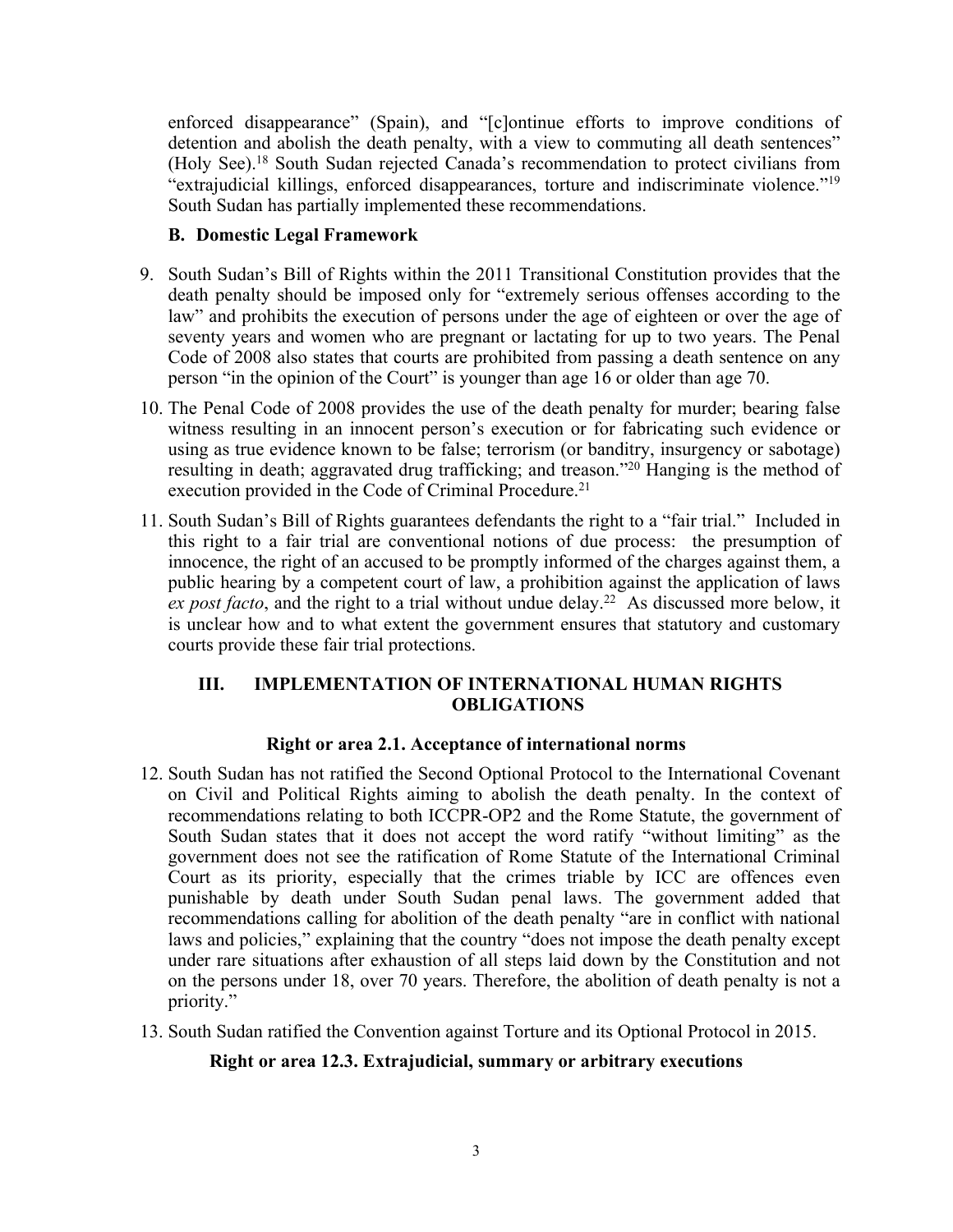enforced disappearance" (Spain), and "[c]ontinue efforts to improve conditions of detention and abolish the death penalty, with a view to commuting all death sentences" (Holy See).[18] South Sudan rejected Canada's recommendation to protect civilians from "extrajudicial killings, enforced disappearances, torture and indiscriminate violence."[19] South Sudan has partially implemented these recommendations.

### B. Domestic Legal Framework

9. South Sudan's Bill of Rights within the 2011 Transitional Constitution provides that the death penalty should be imposed only for "extremely serious offenses according to the law" and prohibits the execution of persons under the age of eighteen or over the age of seventy years and women who are pregnant or lactating for up to two years. The Penal Code of 2008 also states that courts are prohibited from passing a death sentence on any person "in the opinion of the Court" is younger than age 16 or older than age 70.

10. The Penal Code of 2008 provides the use of the death penalty for murder; bearing false witness resulting in an innocent person's execution or for fabricating such evidence or using as true evidence known to be false; terrorism (or banditry, insurgency or sabotage) resulting in death; aggravated drug trafficking; and treason."[20] Hanging is the method of execution provided in the Code of Criminal Procedure.[21]

11. South Sudan's Bill of Rights guarantees defendants the right to a "fair trial." Included in this right to a fair trial are conventional notions of due process: the presumption of innocence, the right of an accused to be promptly informed of the charges against them, a public hearing by a competent court of law, a prohibition against the application of laws *ex post facto*, and the right to a trial without undue delay.[22] As discussed more below, it is unclear how and to what extent the government ensures that statutory and customary courts provide these fair trial protections.

## III. IMPLEMENTATION OF INTERNATIONAL HUMAN RIGHTS OBLIGATIONS

### Right or area 2.1. Acceptance of international norms

12. South Sudan has not ratified the Second Optional Protocol to the International Covenant on Civil and Political Rights aiming to abolish the death penalty. In the context of recommendations relating to both ICCPR-OP2 and the Rome Statute, the government of South Sudan states that it does not accept the word ratify "without limiting" as the government does not see the ratification of Rome Statute of the International Criminal Court as its priority, especially that the crimes triable by ICC are offences even punishable by death under South Sudan penal laws. The government added that recommendations calling for abolition of the death penalty "are in conflict with national laws and policies," explaining that the country "does not impose the death penalty except under rare situations after exhaustion of all steps laid down by the Constitution and not on the persons under 18, over 70 years. Therefore, the abolition of death penalty is not a priority."

13. South Sudan ratified the Convention against Torture and its Optional Protocol in 2015.

### Right or area 12.3. Extrajudicial, summary or arbitrary executions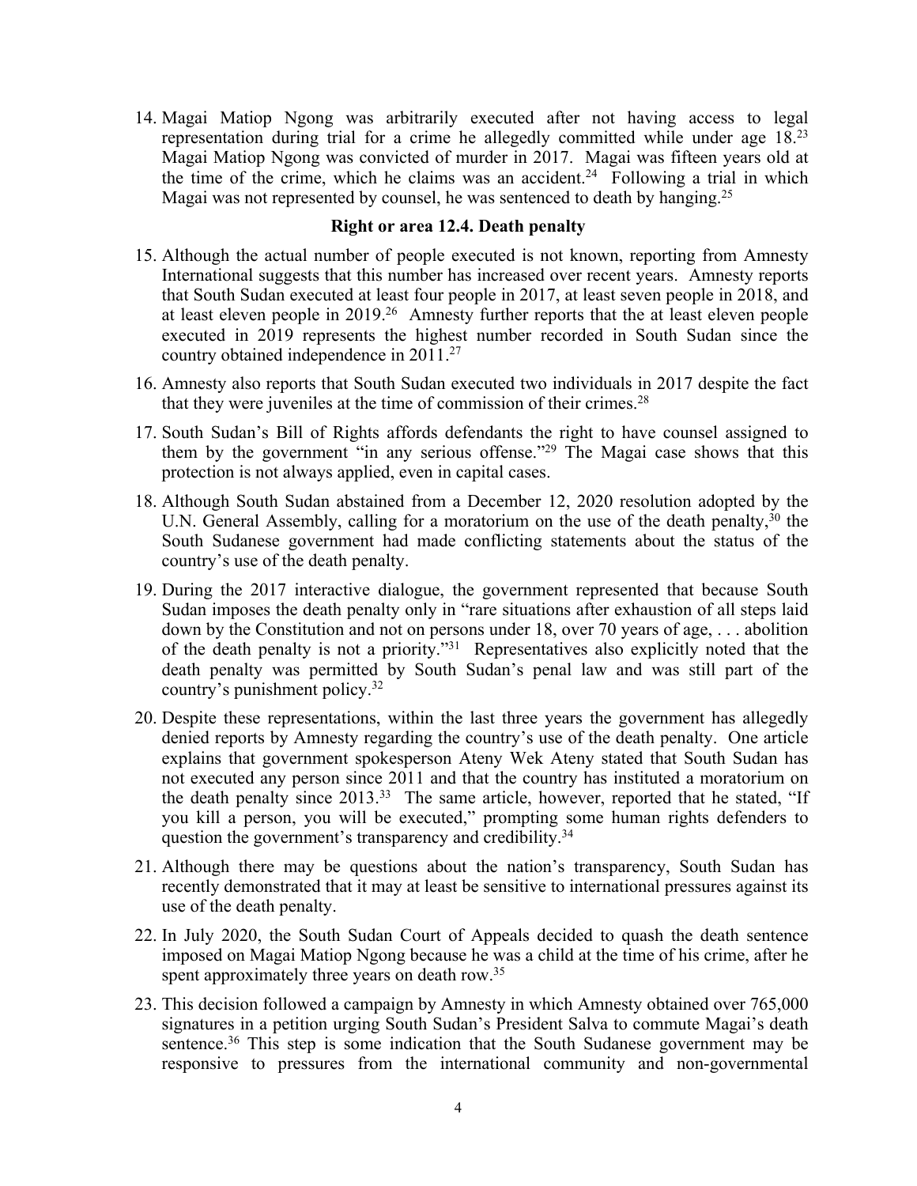14. Magai Matiop Ngong was arbitrarily executed after not having access to legal representation during trial for a crime he allegedly committed while under age 18.[23] Magai Matiop Ngong was convicted of murder in 2017. Magai was fifteen years old at the time of the crime, which he claims was an accident.[24] Following a trial in which Magai was not represented by counsel, he was sentenced to death by hanging.[25]

### Right or area 12.4. Death penalty

15. Although the actual number of people executed is not known, reporting from Amnesty International suggests that this number has increased over recent years. Amnesty reports that South Sudan executed at least four people in 2017, at least seven people in 2018, and at least eleven people in 2019.[26] Amnesty further reports that the at least eleven people executed in 2019 represents the highest number recorded in South Sudan since the country obtained independence in 2011.[27]

16. Amnesty also reports that South Sudan executed two individuals in 2017 despite the fact that they were juveniles at the time of commission of their crimes.[28]

17. South Sudan's Bill of Rights affords defendants the right to have counsel assigned to them by the government "in any serious offense."[29] The Magai case shows that this protection is not always applied, even in capital cases.

18. Although South Sudan abstained from a December 12, 2020 resolution adopted by the U.N. General Assembly, calling for a moratorium on the use of the death penalty,[30] the South Sudanese government had made conflicting statements about the status of the country's use of the death penalty.

19. During the 2017 interactive dialogue, the government represented that because South Sudan imposes the death penalty only in "rare situations after exhaustion of all steps laid down by the Constitution and not on persons under 18, over 70 years of age, . . . abolition of the death penalty is not a priority."[31] Representatives also explicitly noted that the death penalty was permitted by South Sudan's penal law and was still part of the country's punishment policy.[32]

20. Despite these representations, within the last three years the government has allegedly denied reports by Amnesty regarding the country's use of the death penalty. One article explains that government spokesperson Ateny Wek Ateny stated that South Sudan has not executed any person since 2011 and that the country has instituted a moratorium on the death penalty since 2013.[33] The same article, however, reported that he stated, "If you kill a person, you will be executed," prompting some human rights defenders to question the government's transparency and credibility.[34]

21. Although there may be questions about the nation's transparency, South Sudan has recently demonstrated that it may at least be sensitive to international pressures against its use of the death penalty.

22. In July 2020, the South Sudan Court of Appeals decided to quash the death sentence imposed on Magai Matiop Ngong because he was a child at the time of his crime, after he spent approximately three years on death row.[35]

23. This decision followed a campaign by Amnesty in which Amnesty obtained over 765,000 signatures in a petition urging South Sudan's President Salva to commute Magai's death sentence.[36] This step is some indication that the South Sudanese government may be responsive to pressures from the international community and non-governmental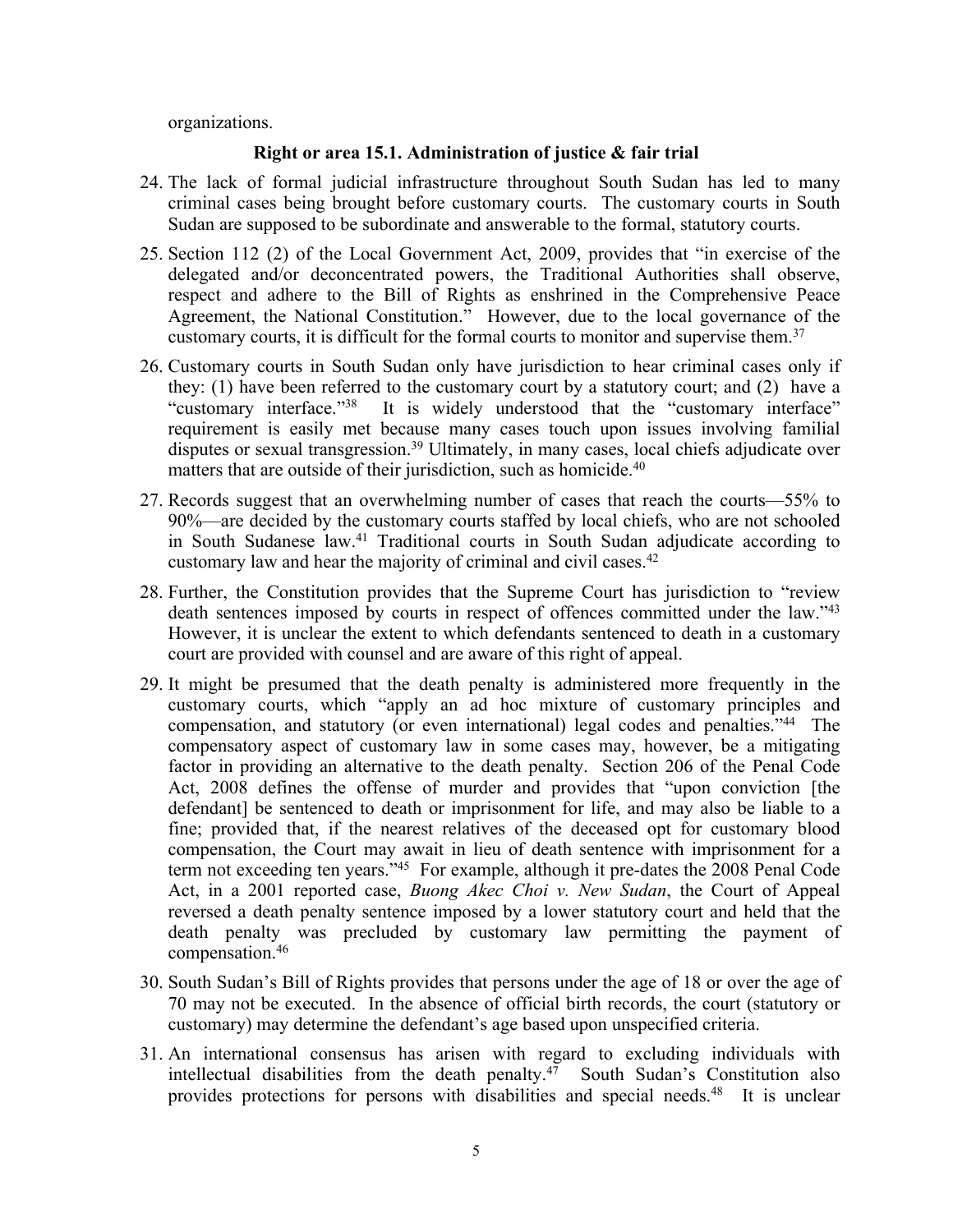organizations.

**Right or area 15.1. Administration of justice & fair trial**

24. The lack of formal judicial infrastructure throughout South Sudan has led to many criminal cases being brought before customary courts. The customary courts in South Sudan are supposed to be subordinate and answerable to the formal, statutory courts.

25. Section 112 (2) of the Local Government Act, 2009, provides that "in exercise of the delegated and/or deconcentrated powers, the Traditional Authorities shall observe, respect and adhere to the Bill of Rights as enshrined in the Comprehensive Peace Agreement, the National Constitution." However, due to the local governance of the customary courts, it is difficult for the formal courts to monitor and supervise them.[37]

26. Customary courts in South Sudan only have jurisdiction to hear criminal cases only if they: (1) have been referred to the customary court by a statutory court; and (2) have a "customary interface."[38] It is widely understood that the "customary interface" requirement is easily met because many cases touch upon issues involving familial disputes or sexual transgression.[39] Ultimately, in many cases, local chiefs adjudicate over matters that are outside of their jurisdiction, such as homicide.[40]

27. Records suggest that an overwhelming number of cases that reach the courts—55% to 90%—are decided by the customary courts staffed by local chiefs, who are not schooled in South Sudanese law.[41] Traditional courts in South Sudan adjudicate according to customary law and hear the majority of criminal and civil cases.[42]

28. Further, the Constitution provides that the Supreme Court has jurisdiction to "review death sentences imposed by courts in respect of offences committed under the law."[43] However, it is unclear the extent to which defendants sentenced to death in a customary court are provided with counsel and are aware of this right of appeal.

29. It might be presumed that the death penalty is administered more frequently in the customary courts, which "apply an ad hoc mixture of customary principles and compensation, and statutory (or even international) legal codes and penalties."[44] The compensatory aspect of customary law in some cases may, however, be a mitigating factor in providing an alternative to the death penalty. Section 206 of the Penal Code Act, 2008 defines the offense of murder and provides that "upon conviction [the defendant] be sentenced to death or imprisonment for life, and may also be liable to a fine; provided that, if the nearest relatives of the deceased opt for customary blood compensation, the Court may await in lieu of death sentence with imprisonment for a term not exceeding ten years."[45] For example, although it pre-dates the 2008 Penal Code Act, in a 2001 reported case, *Buong Akec Choi v. New Sudan*, the Court of Appeal reversed a death penalty sentence imposed by a lower statutory court and held that the death penalty was precluded by customary law permitting the payment of compensation.[46]

30. South Sudan's Bill of Rights provides that persons under the age of 18 or over the age of 70 may not be executed. In the absence of official birth records, the court (statutory or customary) may determine the defendant's age based upon unspecified criteria.

31. An international consensus has arisen with regard to excluding individuals with intellectual disabilities from the death penalty.[47] South Sudan's Constitution also provides protections for persons with disabilities and special needs.[48] It is unclear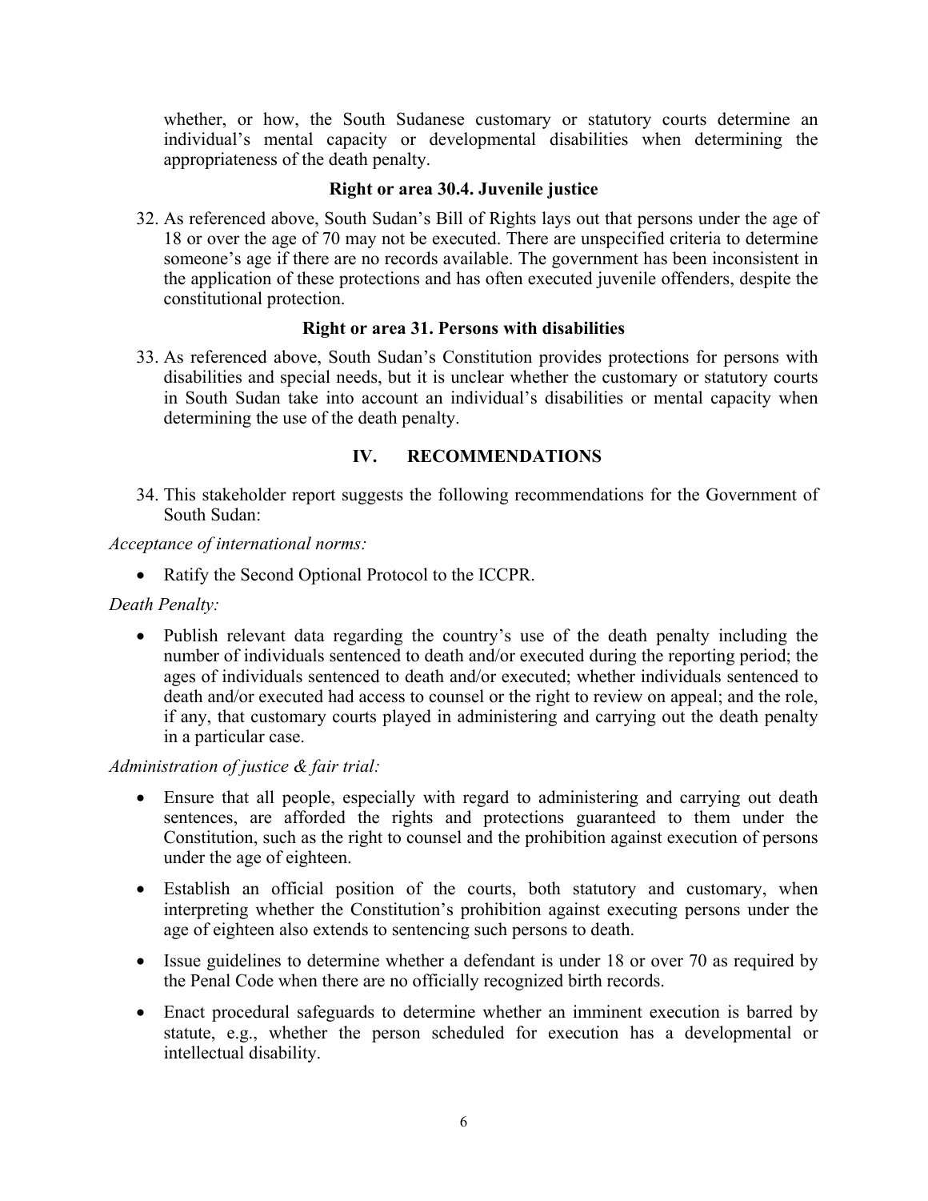whether, or how, the South Sudanese customary or statutory courts determine an individual's mental capacity or developmental disabilities when determining the appropriateness of the death penalty.

### Right or area 30.4. Juvenile justice

32. As referenced above, South Sudan's Bill of Rights lays out that persons under the age of 18 or over the age of 70 may not be executed. There are unspecified criteria to determine someone's age if there are no records available. The government has been inconsistent in the application of these protections and has often executed juvenile offenders, despite the constitutional protection.

### Right or area 31. Persons with disabilities

33. As referenced above, South Sudan's Constitution provides protections for persons with disabilities and special needs, but it is unclear whether the customary or statutory courts in South Sudan take into account an individual's disabilities or mental capacity when determining the use of the death penalty.

## IV. RECOMMENDATIONS

34. This stakeholder report suggests the following recommendations for the Government of South Sudan:

*Acceptance of international norms:*

- Ratify the Second Optional Protocol to the ICCPR.

*Death Penalty:*

- Publish relevant data regarding the country's use of the death penalty including the number of individuals sentenced to death and/or executed during the reporting period; the ages of individuals sentenced to death and/or executed; whether individuals sentenced to death and/or executed had access to counsel or the right to review on appeal; and the role, if any, that customary courts played in administering and carrying out the death penalty in a particular case.

*Administration of justice & fair trial:*

- Ensure that all people, especially with regard to administering and carrying out death sentences, are afforded the rights and protections guaranteed to them under the Constitution, such as the right to counsel and the prohibition against execution of persons under the age of eighteen.
- Establish an official position of the courts, both statutory and customary, when interpreting whether the Constitution's prohibition against executing persons under the age of eighteen also extends to sentencing such persons to death.
- Issue guidelines to determine whether a defendant is under 18 or over 70 as required by the Penal Code when there are no officially recognized birth records.
- Enact procedural safeguards to determine whether an imminent execution is barred by statute, e.g., whether the person scheduled for execution has a developmental or intellectual disability.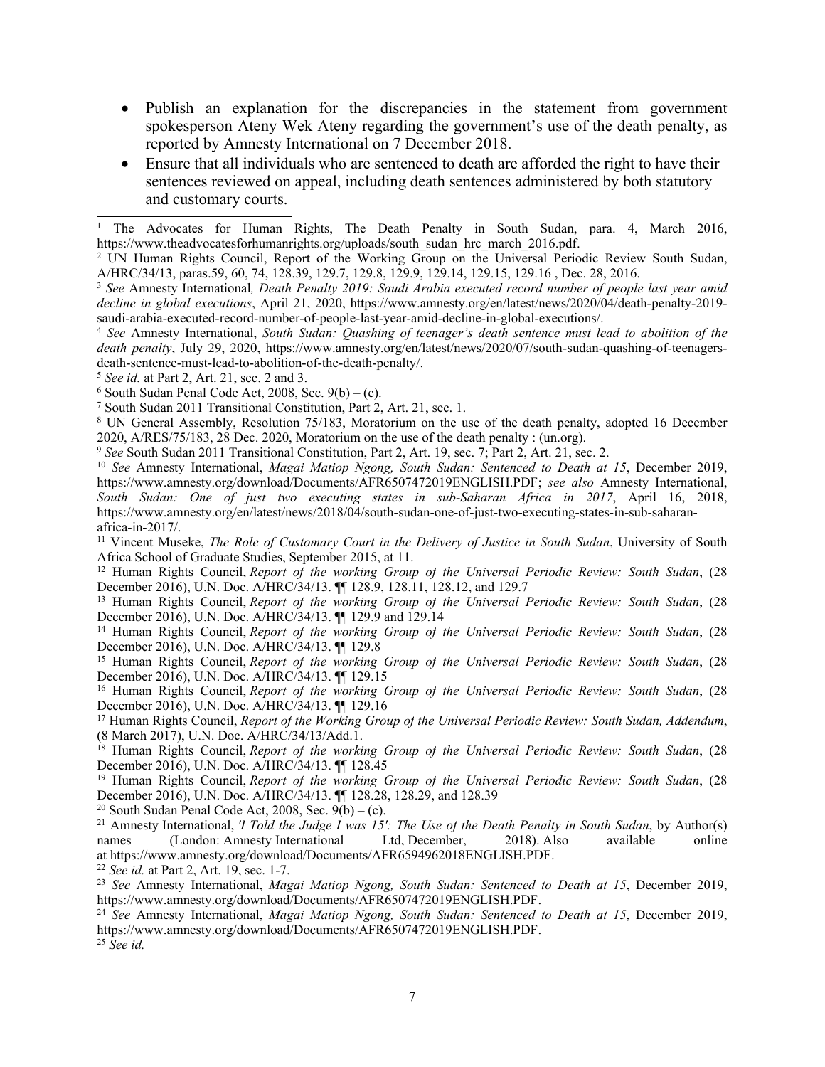- Publish an explanation for the discrepancies in the statement from government spokesperson Ateny Wek Ateny regarding the government's use of the death penalty, as reported by Amnesty International on 7 December 2018.
- Ensure that all individuals who are sentenced to death are afforded the right to have their sentences reviewed on appeal, including death sentences administered by both statutory and customary courts.

---

[1] The Advocates for Human Rights, The Death Penalty in South Sudan, para. 4, March 2016, https://www.theadvocatesforhumanrights.org/uploads/south_sudan_hrc_march_2016.pdf.

[2] UN Human Rights Council, Report of the Working Group on the Universal Periodic Review South Sudan, A/HRC/34/13, paras.59, 60, 74, 128.39, 129.7, 129.8, 129.9, 129.14, 129.15, 129.16 , Dec. 28, 2016.

[3] *See* Amnesty International*, Death Penalty 2019: Saudi Arabia executed record number of people last year amid decline in global executions*, April 21, 2020, https://www.amnesty.org/en/latest/news/2020/04/death-penalty-2019-saudi-arabia-executed-record-number-of-people-last-year-amid-decline-in-global-executions/.

[4] *See* Amnesty International, *South Sudan: Quashing of teenager's death sentence must lead to abolition of the death penalty*, July 29, 2020, https://www.amnesty.org/en/latest/news/2020/07/south-sudan-quashing-of-teenagers-death-sentence-must-lead-to-abolition-of-the-death-penalty/.

[5] *See id.* at Part 2, Art. 21, sec. 2 and 3.

[6] South Sudan Penal Code Act, 2008, Sec. 9(b) – (c).

[7] South Sudan 2011 Transitional Constitution, Part 2, Art. 21, sec. 1.

[8] UN General Assembly, Resolution 75/183, Moratorium on the use of the death penalty, adopted 16 December 2020, A/RES/75/183, 28 Dec. 2020, Moratorium on the use of the death penalty : (un.org).

[9] *See* South Sudan 2011 Transitional Constitution, Part 2, Art. 19, sec. 7; Part 2, Art. 21, sec. 2.

[10] *See* Amnesty International, *Magai Matiop Ngong, South Sudan: Sentenced to Death at 15*, December 2019, https://www.amnesty.org/download/Documents/AFR6507472019ENGLISH.PDF; *see also* Amnesty International, *South Sudan: One of just two executing states in sub-Saharan Africa in 2017*, April 16, 2018, https://www.amnesty.org/en/latest/news/2018/04/south-sudan-one-of-just-two-executing-states-in-sub-saharan-africa-in-2017/.

[11] Vincent Museke, *The Role of Customary Court in the Delivery of Justice in South Sudan*, University of South Africa School of Graduate Studies, September 2015, at 11.

[12] Human Rights Council, *Report of the working Group of the Universal Periodic Review: South Sudan*, (28 December 2016), U.N. Doc. A/HRC/34/13. ¶¶ 128.9, 128.11, 128.12, and 129.7

[13] Human Rights Council, *Report of the working Group of the Universal Periodic Review: South Sudan*, (28 December 2016), U.N. Doc. A/HRC/34/13. ¶¶ 129.9 and 129.14

[14] Human Rights Council, *Report of the working Group of the Universal Periodic Review: South Sudan*, (28 December 2016), U.N. Doc. A/HRC/34/13. ¶¶ 129.8

[15] Human Rights Council, *Report of the working Group of the Universal Periodic Review: South Sudan*, (28 December 2016), U.N. Doc. A/HRC/34/13. ¶¶ 129.15

[16] Human Rights Council, *Report of the working Group of the Universal Periodic Review: South Sudan*, (28 December 2016), U.N. Doc. A/HRC/34/13. ¶¶ 129.16

[17] Human Rights Council, *Report of the Working Group of the Universal Periodic Review: South Sudan, Addendum*, (8 March 2017), U.N. Doc. A/HRC/34/13/Add.1.

[18] Human Rights Council, *Report of the working Group of the Universal Periodic Review: South Sudan*, (28 December 2016), U.N. Doc. A/HRC/34/13. ¶¶ 128.45

[19] Human Rights Council, *Report of the working Group of the Universal Periodic Review: South Sudan*, (28 December 2016), U.N. Doc. A/HRC/34/13. ¶¶ 128.28, 128.29, and 128.39

[20] South Sudan Penal Code Act, 2008, Sec. 9(b) – (c).

[21] Amnesty International, *'I Told the Judge I was 15': The Use of the Death Penalty in South Sudan*, by Author(s) names (London: Amnesty International Ltd, December, 2018). Also available online at https://www.amnesty.org/download/Documents/AFR6594962018ENGLISH.PDF.

[22] *See id.* at Part 2, Art. 19, sec. 1-7.

[23] *See* Amnesty International, *Magai Matiop Ngong, South Sudan: Sentenced to Death at 15*, December 2019, https://www.amnesty.org/download/Documents/AFR6507472019ENGLISH.PDF.

[24] *See* Amnesty International, *Magai Matiop Ngong, South Sudan: Sentenced to Death at 15*, December 2019, https://www.amnesty.org/download/Documents/AFR6507472019ENGLISH.PDF.

[25] *See id.*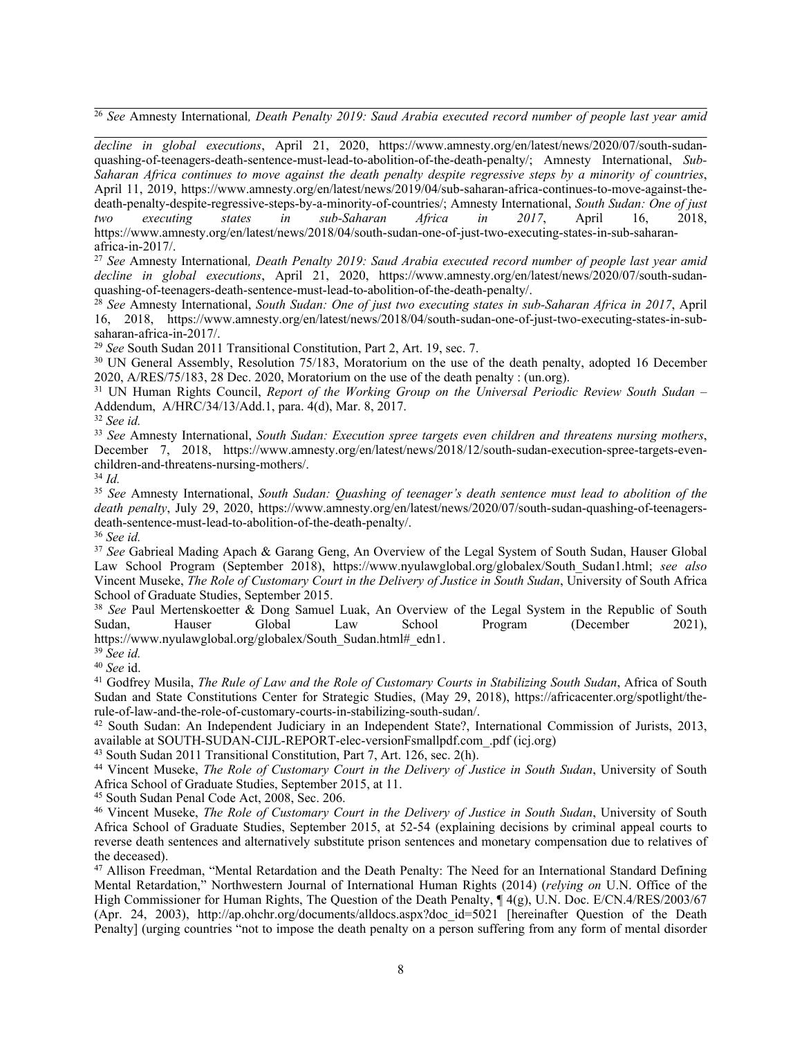[26] *See* Amnesty International*, Death Penalty 2019: Saud Arabia executed record number of people last year amid decline in global executions*, April 21, 2020, https://www.amnesty.org/en/latest/news/2020/07/south-sudan-quashing-of-teenagers-death-sentence-must-lead-to-abolition-of-the-death-penalty/; Amnesty International, *Sub-Saharan Africa continues to move against the death penalty despite regressive steps by a minority of countries*, April 11, 2019, https://www.amnesty.org/en/latest/news/2019/04/sub-saharan-africa-continues-to-move-against-the-death-penalty-despite-regressive-steps-by-a-minority-of-countries/; Amnesty International, *South Sudan: One of just two executing states in sub-Saharan Africa in 2017*, April 16, 2018, https://www.amnesty.org/en/latest/news/2018/04/south-sudan-one-of-just-two-executing-states-in-sub-saharan-africa-in-2017/.

[27] *See* Amnesty International*, Death Penalty 2019: Saud Arabia executed record number of people last year amid decline in global executions*, April 21, 2020, https://www.amnesty.org/en/latest/news/2020/07/south-sudan-quashing-of-teenagers-death-sentence-must-lead-to-abolition-of-the-death-penalty/.

[28] *See* Amnesty International, *South Sudan: One of just two executing states in sub-Saharan Africa in 2017*, April 16, 2018, https://www.amnesty.org/en/latest/news/2018/04/south-sudan-one-of-just-two-executing-states-in-sub-saharan-africa-in-2017/.

[29] *See* South Sudan 2011 Transitional Constitution, Part 2, Art. 19, sec. 7.

[30] UN General Assembly, Resolution 75/183, Moratorium on the use of the death penalty, adopted 16 December 2020, A/RES/75/183, 28 Dec. 2020, Moratorium on the use of the death penalty : (un.org).

[31] UN Human Rights Council, *Report of the Working Group on the Universal Periodic Review South Sudan* – Addendum, A/HRC/34/13/Add.1, para. 4(d), Mar. 8, 2017.

[32] *See id.*

[33] *See* Amnesty International, *South Sudan: Execution spree targets even children and threatens nursing mothers*, December 7, 2018, https://www.amnesty.org/en/latest/news/2018/12/south-sudan-execution-spree-targets-even-children-and-threatens-nursing-mothers/.

[34] *Id.*

[35] *See* Amnesty International, *South Sudan: Quashing of teenager's death sentence must lead to abolition of the death penalty*, July 29, 2020, https://www.amnesty.org/en/latest/news/2020/07/south-sudan-quashing-of-teenagers-death-sentence-must-lead-to-abolition-of-the-death-penalty/.

[36] *See id.*

[37] *See* Gabrieal Mading Apach & Garang Geng, An Overview of the Legal System of South Sudan, Hauser Global Law School Program (September 2018), https://www.nyulawglobal.org/globalex/South_Sudan1.html; *see also* Vincent Museke, *The Role of Customary Court in the Delivery of Justice in South Sudan*, University of South Africa School of Graduate Studies, September 2015.

[38] *See* Paul Mertenskoetter & Dong Samuel Luak, An Overview of the Legal System in the Republic of South Sudan, Hauser Global Law School Program (December 2021), https://www.nyulawglobal.org/globalex/South_Sudan.html#_edn1.

[39] *See id.*

[40] *See* id.

[41] Godfrey Musila, *The Rule of Law and the Role of Customary Courts in Stabilizing South Sudan*, Africa of South Sudan and State Constitutions Center for Strategic Studies, (May 29, 2018), https://africacenter.org/spotlight/the-rule-of-law-and-the-role-of-customary-courts-in-stabilizing-south-sudan/.

[42] South Sudan: An Independent Judiciary in an Independent State?, International Commission of Jurists, 2013, available at SOUTH-SUDAN-CIJL-REPORT-elec-versionFsmallpdf.com_.pdf (icj.org)

[43] South Sudan 2011 Transitional Constitution, Part 7, Art. 126, sec. 2(h).

[44] Vincent Museke, *The Role of Customary Court in the Delivery of Justice in South Sudan*, University of South Africa School of Graduate Studies, September 2015, at 11.

[45] South Sudan Penal Code Act, 2008, Sec. 206.

[46] Vincent Museke, *The Role of Customary Court in the Delivery of Justice in South Sudan*, University of South Africa School of Graduate Studies, September 2015, at 52-54 (explaining decisions by criminal appeal courts to reverse death sentences and alternatively substitute prison sentences and monetary compensation due to relatives of the deceased).

[47] Allison Freedman, "Mental Retardation and the Death Penalty: The Need for an International Standard Defining Mental Retardation," Northwestern Journal of International Human Rights (2014) (*relying on* U.N. Office of the High Commissioner for Human Rights, The Question of the Death Penalty, ¶ 4(g), U.N. Doc. E/CN.4/RES/2003/67 (Apr. 24, 2003), http://ap.ohchr.org/documents/alldocs.aspx?doc_id=5021 [hereinafter Question of the Death Penalty] (urging countries "not to impose the death penalty on a person suffering from any form of mental disorder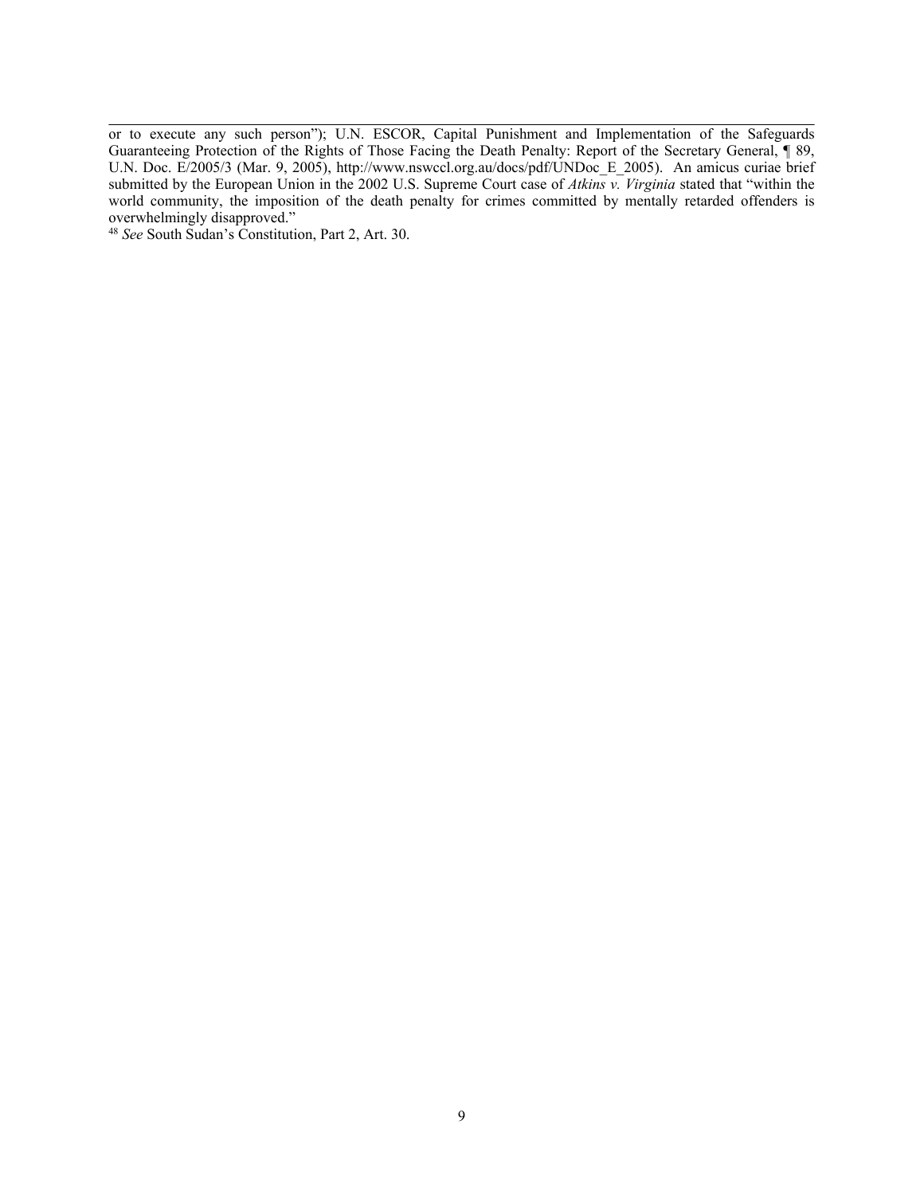or to execute any such person"); U.N. ESCOR, Capital Punishment and Implementation of the Safeguards Guaranteeing Protection of the Rights of Those Facing the Death Penalty: Report of the Secretary General, ¶ 89, U.N. Doc. E/2005/3 (Mar. 9, 2005), http://www.nswccl.org.au/docs/pdf/UNDoc_E_2005). An amicus curiae brief submitted by the European Union in the 2002 U.S. Supreme Court case of *Atkins v. Virginia* stated that "within the world community, the imposition of the death penalty for crimes committed by mentally retarded offenders is overwhelmingly disapproved."

[48] *See* South Sudan's Constitution, Part 2, Art. 30.